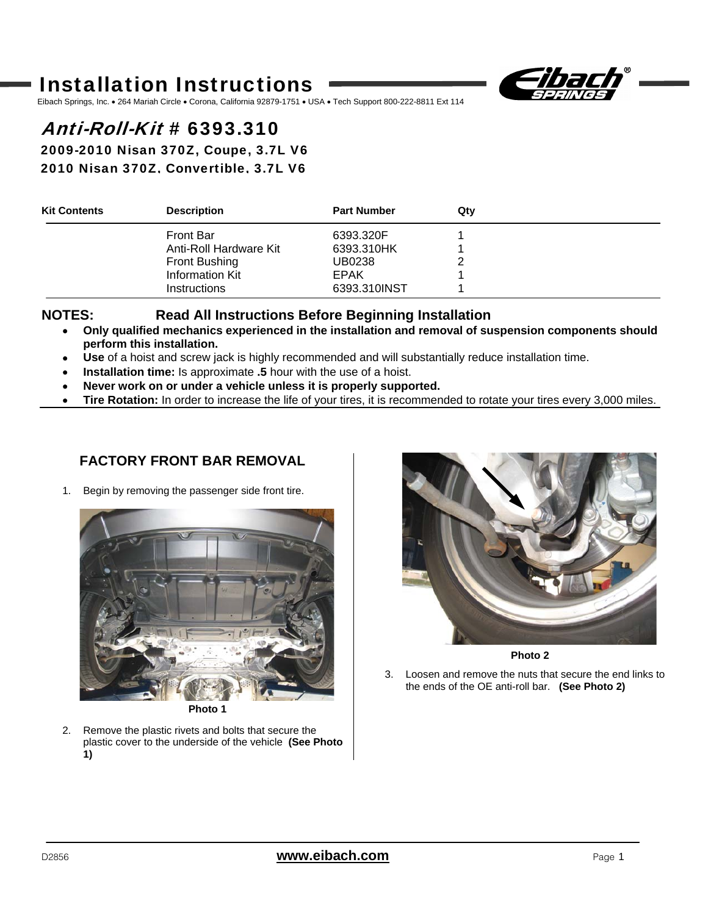# Installation Instructions

Eibach Springs, Inc. • 264 Mariah Circle • Corona, California 92879-1751 • USA • Tech Support 800-222-8811 Ext 114

## *Anti-Roll-Kit* # 6393.310

### 2009-2010 Nissan 370Z, Coupe, 3.7L V6
### 2010 Nissan 370Z, Convertible, 3.7L V6

| Kit Contents | Description | Part Number | Qty |
|---|---|---|---|
| | Front Bar | 6393.320F | 1 |
| | Anti-Roll Hardware Kit | 6393.310HK | 1 |
| | Front Bushing | UB0238 | 2 |
| | Information Kit | EPAK | 1 |
| | Instructions | 6393.310INST | 1 |

**NOTES: Read All Instructions Before Beginning Installation**

- **Only qualified mechanics experienced in the installation and removal of suspension components should perform this installation.**
- **Use** of a hoist and screw jack is highly recommended and will substantially reduce installation time.
- **Installation time:** Is approximate **.5** hour with the use of a hoist.
- **Never work on or under a vehicle unless it is properly supported.**
- **Tire Rotation:** In order to increase the life of your tires, it is recommended to rotate your tires every 3,000 miles.

## FACTORY FRONT BAR REMOVAL

1. Begin by removing the passenger side front tire.

**Photo 1**

2. Remove the plastic rivets and bolts that secure the plastic cover to the underside of the vehicle **(See Photo 1)**

**Photo 2**

3. Loosen and remove the nuts that secure the end links to the ends of the OE anti-roll bar. **(See Photo 2)**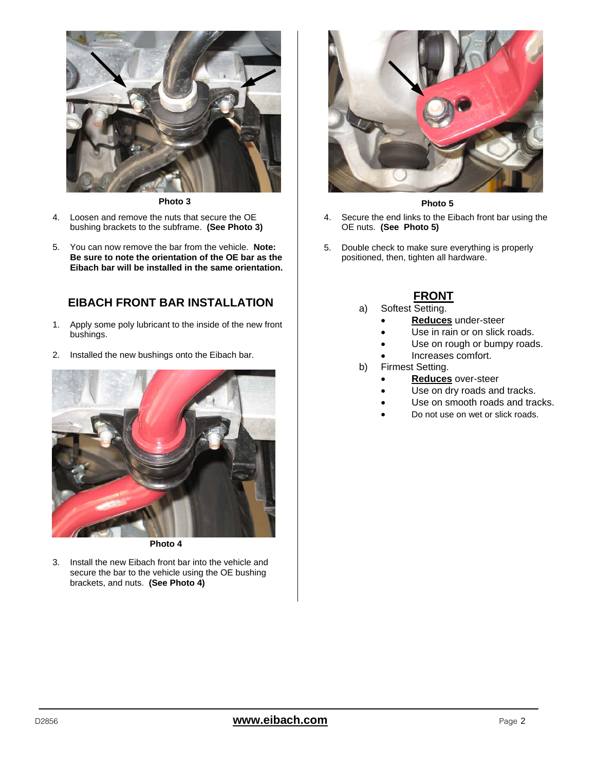Photo 3

4. Loosen and remove the nuts that secure the OE bushing brackets to the subframe. **(See Photo 3)**

5. You can now remove the bar from the vehicle. **Note: Be sure to note the orientation of the OE bar as the Eibach bar will be installed in the same orientation.**

## EIBACH FRONT BAR INSTALLATION

1. Apply some poly lubricant to the inside of the new front bushings.

2. Installed the new bushings onto the Eibach bar.

Photo 4

3. Install the new Eibach front bar into the vehicle and secure the bar to the vehicle using the OE bushing brackets, and nuts. **(See Photo 4)**

Photo 5

4. Secure the end links to the Eibach front bar using the OE nuts. **(See Photo 5)**

5. Double check to make sure everything is properly positioned, then, tighten all hardware.

## FRONT

a) Softest Setting.
   - **Reduces** under-steer
   - Use in rain or on slick roads.
   - Use on rough or bumpy roads.
   - Increases comfort.

b) Firmest Setting.
   - **Reduces** over-steer
   - Use on dry roads and tracks.
   - Use on smooth roads and tracks.
   - Do not use on wet or slick roads.